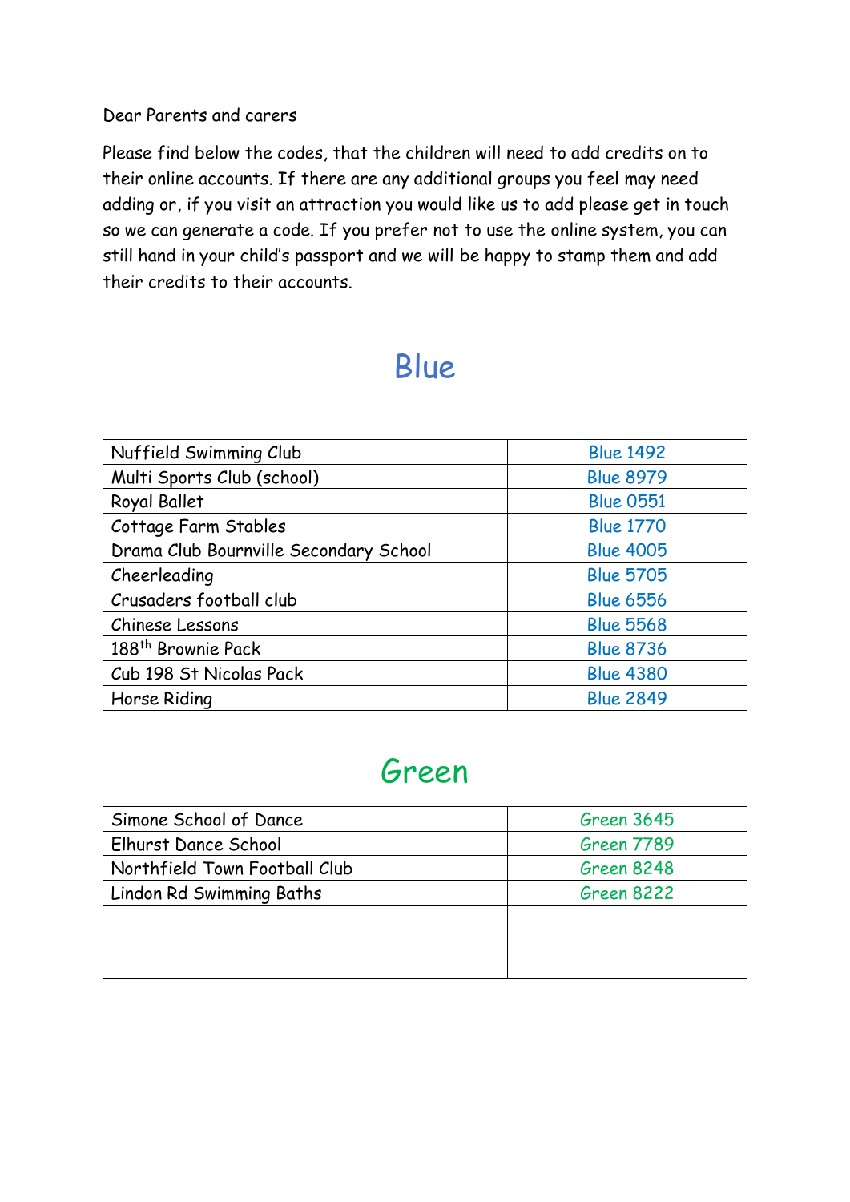Dear Parents and carers

Please find below the codes, that the children will need to add credits on to their online accounts. If there are any additional groups you feel may need adding or, if you visit an attraction you would like us to add please get in touch so we can generate a code. If you prefer not to use the online system, you can still hand in your child's passport and we will be happy to stamp them and add their credits to their accounts.

# Blue

| | |
|---|---|
| Nuffield Swimming Club | Blue 1492 |
| Multi Sports Club (school) | Blue 8979 |
| Royal Ballet | Blue 0551 |
| Cottage Farm Stables | Blue 1770 |
| Drama Club Bournville Secondary School | Blue 4005 |
| Cheerleading | Blue 5705 |
| Crusaders football club | Blue 6556 |
| Chinese Lessons | Blue 5568 |
| 188th Brownie Pack | Blue 8736 |
| Cub 198 St Nicolas Pack | Blue 4380 |
| Horse Riding | Blue 2849 |

# Green

| | |
|---|---|
| Simone School of Dance | Green 3645 |
| Elhurst Dance School | Green 7789 |
| Northfield Town Football Club | Green 8248 |
| Lindon Rd Swimming Baths | Green 8222 |
| | |
| | |
| | |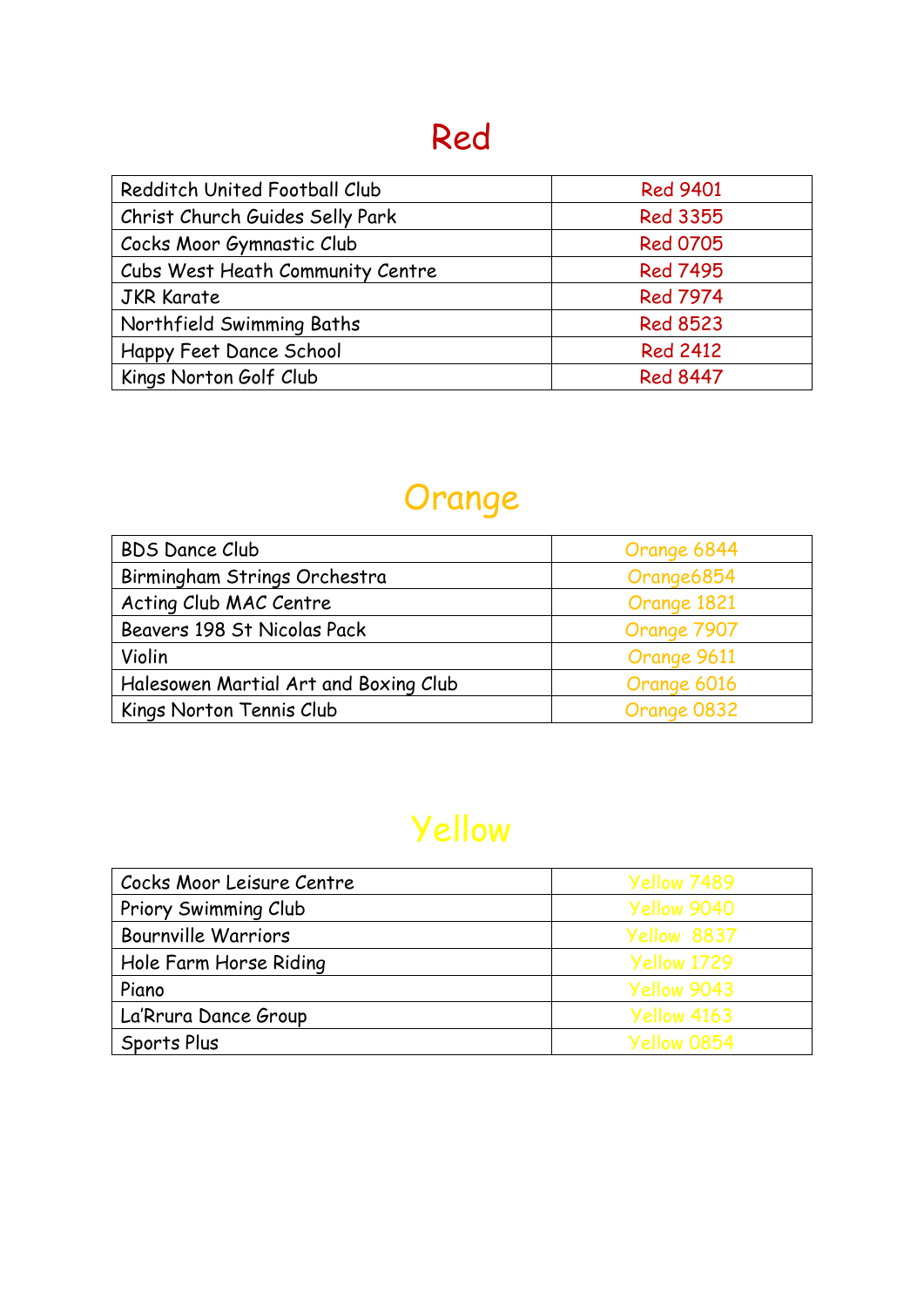# Red

| Redditch United Football Club | Red 9401 |
|---|---|
| Christ Church Guides Selly Park | Red 3355 |
| Cocks Moor Gymnastic Club | Red 0705 |
| Cubs West Heath Community Centre | Red 7495 |
| JKR Karate | Red 7974 |
| Northfield Swimming Baths | Red 8523 |
| Happy Feet Dance School | Red 2412 |
| Kings Norton Golf Club | Red 8447 |

# Orange

| BDS Dance Club | Orange 6844 |
|---|---|
| Birmingham Strings Orchestra | Orange6854 |
| Acting Club MAC Centre | Orange 1821 |
| Beavers 198 St Nicolas Pack | Orange 7907 |
| Violin | Orange 9611 |
| Halesowen Martial Art and Boxing Club | Orange 6016 |
| Kings Norton Tennis Club | Orange 0832 |

# Yellow

| Cocks Moor Leisure Centre | Yellow 7489 |
|---|---|
| Priory Swimming Club | Yellow 9040 |
| Bournville Warriors | Yellow 8837 |
| Hole Farm Horse Riding | Yellow 1729 |
| Piano | Yellow 9043 |
| La'Rrura Dance Group | Yellow 4163 |
| Sports Plus | Yellow 0854 |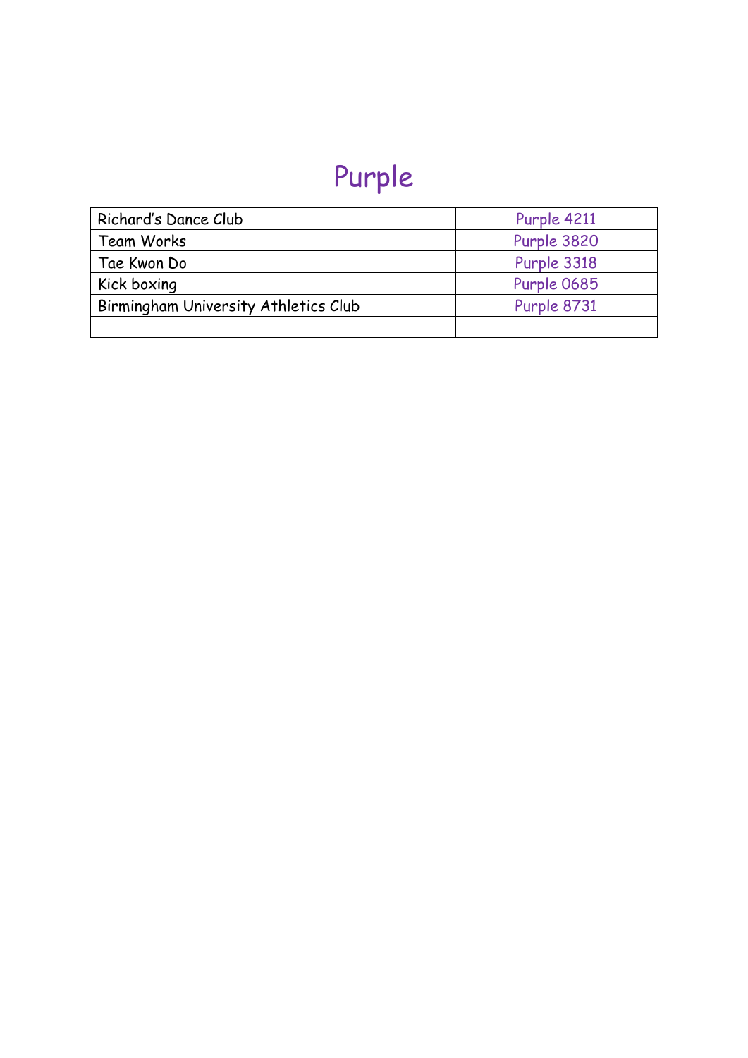# Purple

| | |
|---|---|
| Richard's Dance Club | Purple 4211 |
| Team Works | Purple 3820 |
| Tae Kwon Do | Purple 3318 |
| Kick boxing | Purple 0685 |
| Birmingham University Athletics Club | Purple 8731 |
| | |